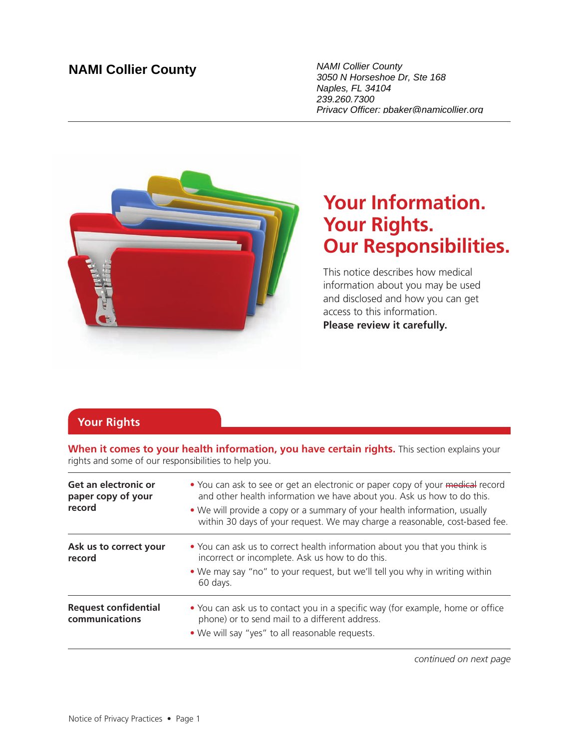**NAMI Collier County**

*NAMI Collier County*
*3050 N Horseshoe Dr, Ste 168*
*Naples, FL 34104*
*239.260.7300*
*Privacy Officer: pbaker@namicollier.org*

# Your Information. Your Rights. Our Responsibilities.

This notice describes how medical information about you may be used and disclosed and how you can get access to this information.
**Please review it carefully.**

## Your Rights

**When it comes to your health information, you have certain rights.** This section explains your rights and some of our responsibilities to help you.

| | |
|---|---|
| **Get an electronic or paper copy of your record** | • You can ask to see or get an electronic or paper copy of your ~~medical~~ record and other health information we have about you. Ask us how to do this.<br>• We will provide a copy or a summary of your health information, usually within 30 days of your request. We may charge a reasonable, cost-based fee. |
| **Ask us to correct your record** | • You can ask us to correct health information about you that you think is incorrect or incomplete. Ask us how to do this.<br>• We may say "no" to your request, but we'll tell you why in writing within 60 days. |
| **Request confidential communications** | • You can ask us to contact you in a specific way (for example, home or office phone) or to send mail to a different address.<br>• We will say "yes" to all reasonable requests. |

*continued on next page*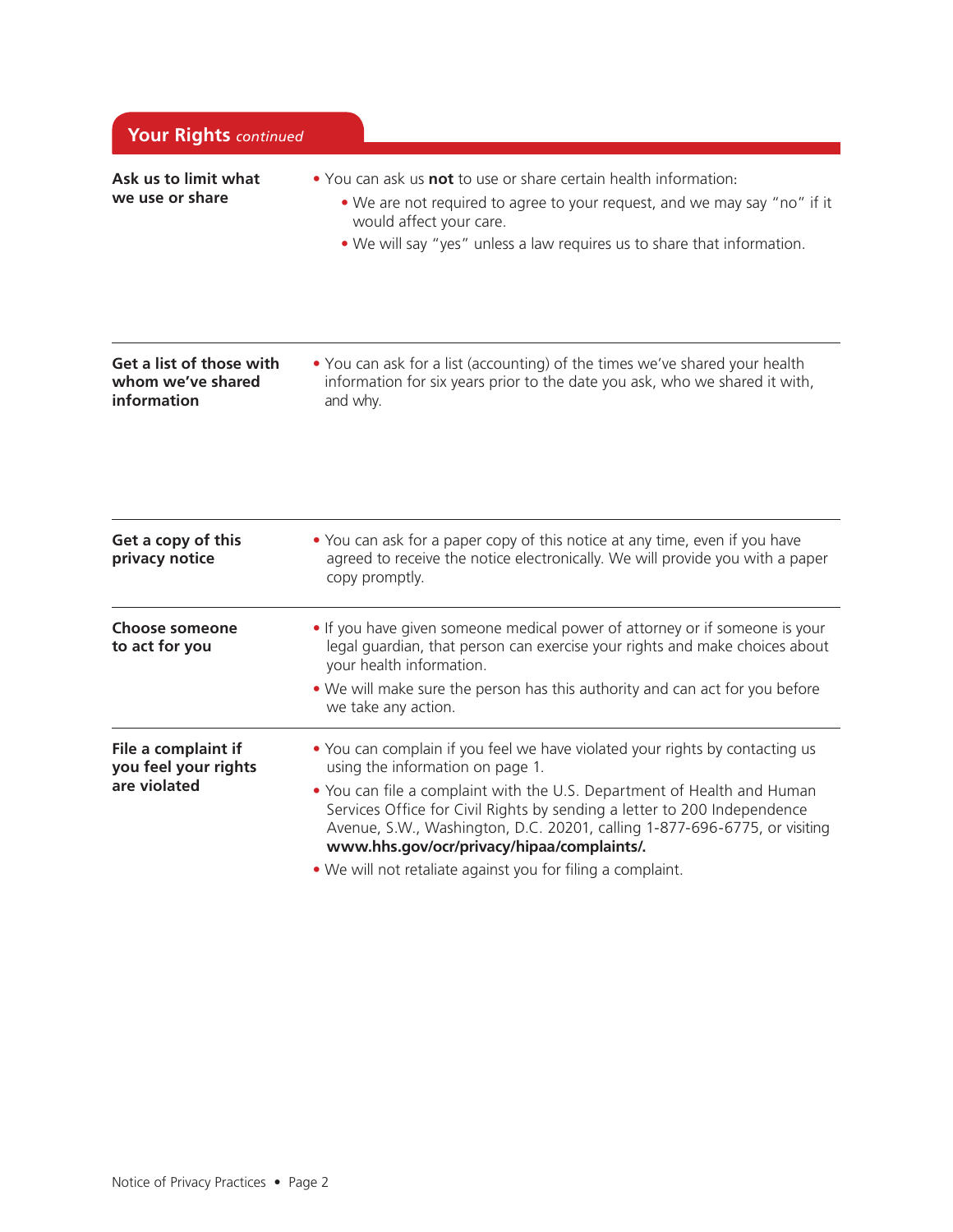## Your Rights *continued*

### Ask us to limit what we use or share

- You can ask us **not** to use or share certain health information:
  - We are not required to agree to your request, and we may say "no" if it would affect your care.
  - We will say "yes" unless a law requires us to share that information.

### Get a list of those with whom we've shared information

- You can ask for a list (accounting) of the times we've shared your health information for six years prior to the date you ask, who we shared it with, and why.

### Get a copy of this privacy notice

- You can ask for a paper copy of this notice at any time, even if you have agreed to receive the notice electronically. We will provide you with a paper copy promptly.

### Choose someone to act for you

- If you have given someone medical power of attorney or if someone is your legal guardian, that person can exercise your rights and make choices about your health information.
- We will make sure the person has this authority and can act for you before we take any action.

### File a complaint if you feel your rights are violated

- You can complain if you feel we have violated your rights by contacting us using the information on page 1.
- You can file a complaint with the U.S. Department of Health and Human Services Office for Civil Rights by sending a letter to 200 Independence Avenue, S.W., Washington, D.C. 20201, calling 1-877-696-6775, or visiting **www.hhs.gov/ocr/privacy/hipaa/complaints/.**
- We will not retaliate against you for filing a complaint.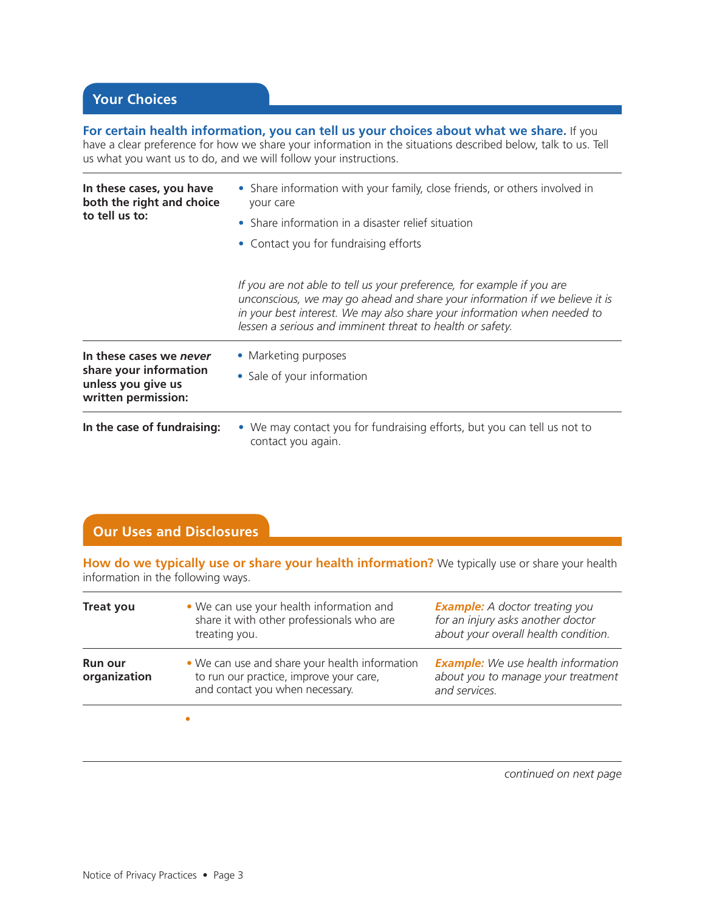## Your Choices

**For certain health information, you can tell us your choices about what we share.** If you have a clear preference for how we share your information in the situations described below, talk to us. Tell us what you want us to do, and we will follow your instructions.

| | |
|---|---|
| **In these cases, you have both the right and choice to tell us to:** | • Share information with your family, close friends, or others involved in your care<br>• Share information in a disaster relief situation<br>• Contact you for fundraising efforts<br><br>*If you are not able to tell us your preference, for example if you are unconscious, we may go ahead and share your information if we believe it is in your best interest. We may also share your information when needed to lessen a serious and imminent threat to health or safety.* |
| **In these cases we *never* share your information unless you give us written permission:** | • Marketing purposes<br>• Sale of your information |
| **In the case of fundraising:** | • We may contact you for fundraising efforts, but you can tell us not to contact you again. |

## Our Uses and Disclosures

**How do we typically use or share your health information?** We typically use or share your health information in the following ways.

| | | |
|---|---|---|
| **Treat you** | • We can use your health information and share it with other professionals who are treating you. | ***Example:*** *A doctor treating you for an injury asks another doctor about your overall health condition.* |
| **Run our organization** | • We can use and share your health information to run our practice, improve your care, and contact you when necessary. | ***Example:*** *We use health information about you to manage your treatment and services.* |
| | • | |

*continued on next page*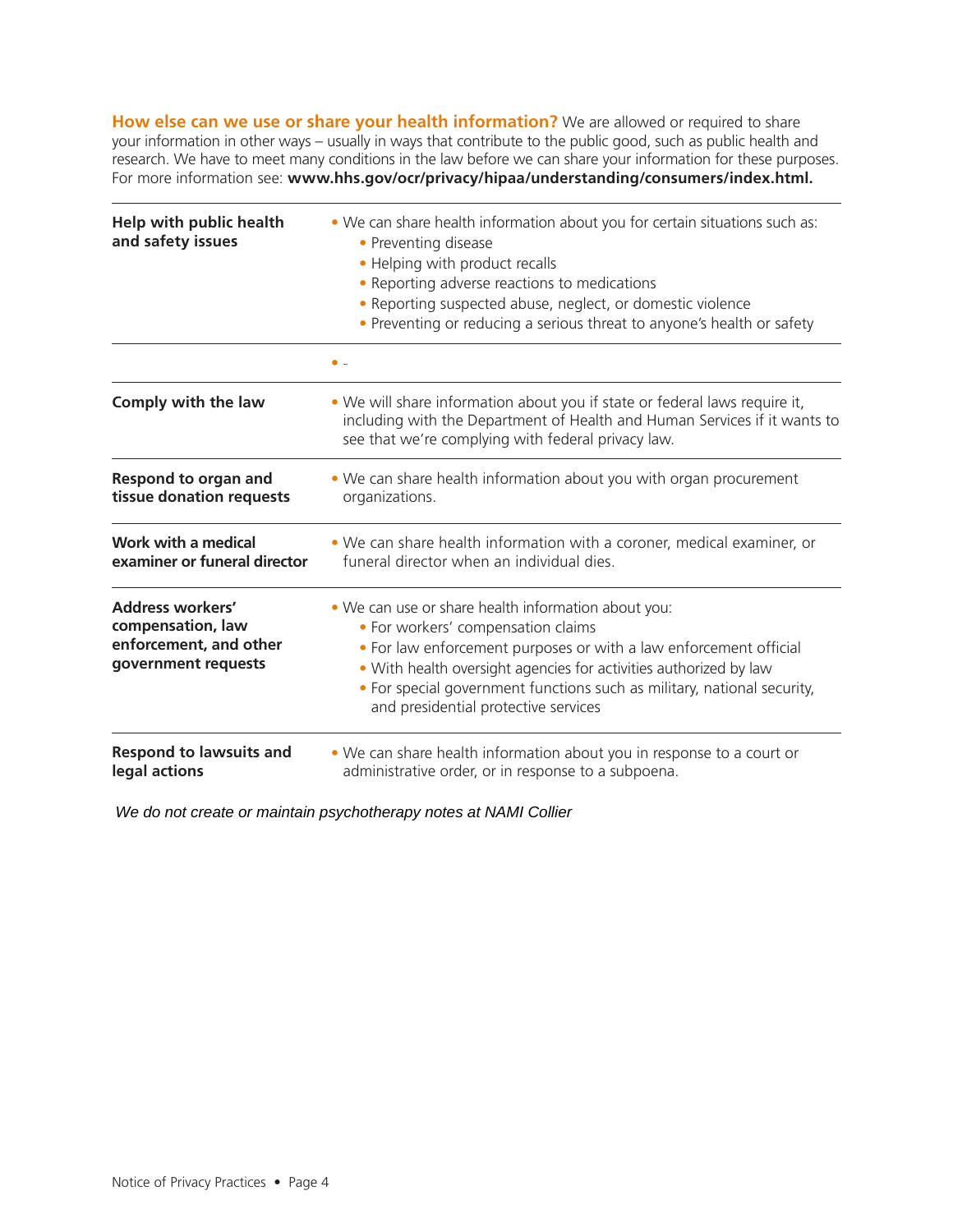**How else can we use or share your health information?** We are allowed or required to share your information in other ways – usually in ways that contribute to the public good, such as public health and research. We have to meet many conditions in the law before we can share your information for these purposes. For more information see: **www.hhs.gov/ocr/privacy/hipaa/understanding/consumers/index.html.**

| | |
|---|---|
| **Help with public health and safety issues** | • We can share health information about you for certain situations such as:<br>• Preventing disease<br>• Helping with product recalls<br>• Reporting adverse reactions to medications<br>• Reporting suspected abuse, neglect, or domestic violence<br>• Preventing or reducing a serious threat to anyone's health or safety |
| | • - |
| **Comply with the law** | • We will share information about you if state or federal laws require it, including with the Department of Health and Human Services if it wants to see that we're complying with federal privacy law. |
| **Respond to organ and tissue donation requests** | • We can share health information about you with organ procurement organizations. |
| **Work with a medical examiner or funeral director** | • We can share health information with a coroner, medical examiner, or funeral director when an individual dies. |
| **Address workers' compensation, law enforcement, and other government requests** | • We can use or share health information about you:<br>• For workers' compensation claims<br>• For law enforcement purposes or with a law enforcement official<br>• With health oversight agencies for activities authorized by law<br>• For special government functions such as military, national security, and presidential protective services |
| **Respond to lawsuits and legal actions** | • We can share health information about you in response to a court or administrative order, or in response to a subpoena. |

*We do not create or maintain psychotherapy notes at NAMI Collier*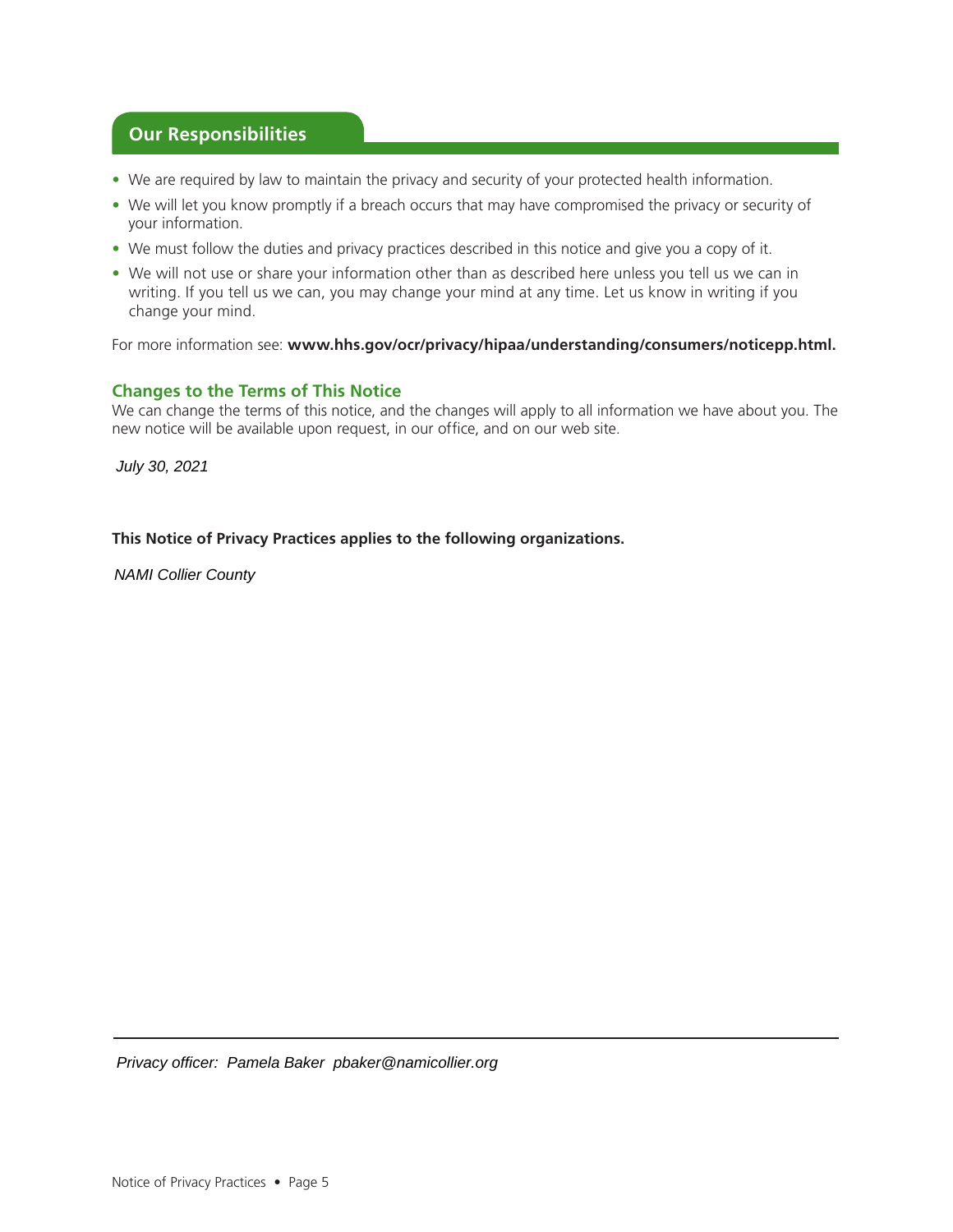## Our Responsibilities

- We are required by law to maintain the privacy and security of your protected health information.
- We will let you know promptly if a breach occurs that may have compromised the privacy or security of your information.
- We must follow the duties and privacy practices described in this notice and give you a copy of it.
- We will not use or share your information other than as described here unless you tell us we can in writing. If you tell us we can, you may change your mind at any time. Let us know in writing if you change your mind.

For more information see: **www.hhs.gov/ocr/privacy/hipaa/understanding/consumers/noticepp.html.**

### Changes to the Terms of This Notice

We can change the terms of this notice, and the changes will apply to all information we have about you. The new notice will be available upon request, in our office, and on our web site.

*July 30, 2021*

**This Notice of Privacy Practices applies to the following organizations.**

*NAMI Collier County*

---

*Privacy officer: Pamela Baker pbaker@namicollier.org*